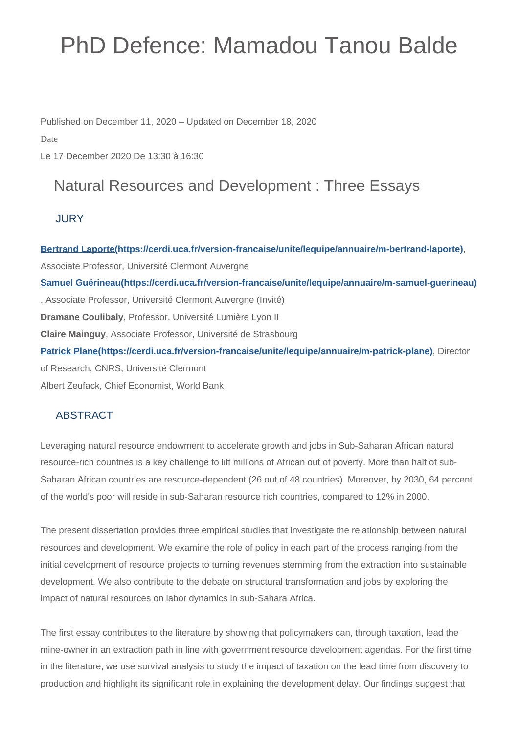# PhD Defence: Mamadou Tanou Balde

Published on December 11, 2020 – Updated on December 18, 2020

Date

Le 17 December 2020 De 13:30 à 16:30

## Natural Resources and Development : Three Essays

### JURY

**Bertrand Laporte(https://cerdi.uca.fr/version-francaise/unite/lequipe/annuaire/m-bertrand-laporte)**, Associate Professor, Université Clermont Auvergne

**Samuel Guérineau(https://cerdi.uca.fr/version-francaise/unite/lequipe/annuaire/m-samuel-guerineau)**, Associate Professor, Université Clermont Auvergne (Invité)

**Dramane Coulibaly**, Professor, Université Lumière Lyon II

**Claire Mainguy**, Associate Professor, Université de Strasbourg

**Patrick Plane(https://cerdi.uca.fr/version-francaise/unite/lequipe/annuaire/m-patrick-plane)**, Director of Research, CNRS, Université Clermont

Albert Zeufack, Chief Economist, World Bank

### ABSTRACT

Leveraging natural resource endowment to accelerate growth and jobs in Sub-Saharan African natural resource-rich countries is a key challenge to lift millions of African out of poverty. More than half of sub-Saharan African countries are resource-dependent (26 out of 48 countries). Moreover, by 2030, 64 percent of the world's poor will reside in sub-Saharan resource rich countries, compared to 12% in 2000.

The present dissertation provides three empirical studies that investigate the relationship between natural resources and development. We examine the role of policy in each part of the process ranging from the initial development of resource projects to turning revenues stemming from the extraction into sustainable development. We also contribute to the debate on structural transformation and jobs by exploring the impact of natural resources on labor dynamics in sub-Sahara Africa.

The first essay contributes to the literature by showing that policymakers can, through taxation, lead the mine-owner in an extraction path in line with government resource development agendas. For the first time in the literature, we use survival analysis to study the impact of taxation on the lead time from discovery to production and highlight its significant role in explaining the development delay. Our findings suggest that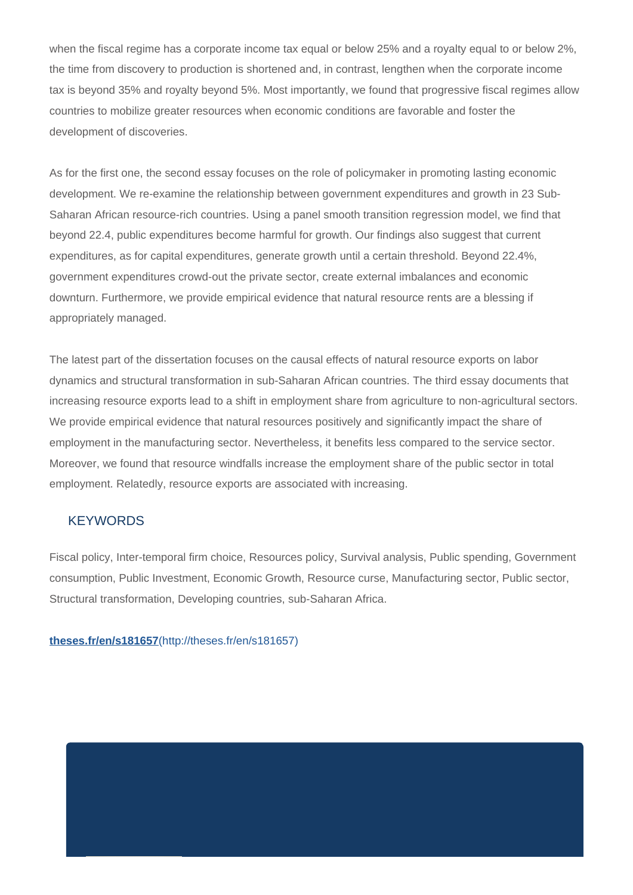when the fiscal regime has a corporate income tax equal or below 25% and a royalty equal to or below 2%, the time from discovery to production is shortened and, in contrast, lengthen when the corporate income tax is beyond 35% and royalty beyond 5%. Most importantly, we found that progressive fiscal regimes allow countries to mobilize greater resources when economic conditions are favorable and foster the development of discoveries.

As for the first one, the second essay focuses on the role of policymaker in promoting lasting economic development. We re-examine the relationship between government expenditures and growth in 23 Sub-Saharan African resource-rich countries. Using a panel smooth transition regression model, we find that beyond 22.4, public expenditures become harmful for growth. Our findings also suggest that current expenditures, as for capital expenditures, generate growth until a certain threshold. Beyond 22.4%, government expenditures crowd-out the private sector, create external imbalances and economic downturn. Furthermore, we provide empirical evidence that natural resource rents are a blessing if appropriately managed.

The latest part of the dissertation focuses on the causal effects of natural resource exports on labor dynamics and structural transformation in sub-Saharan African countries. The third essay documents that increasing resource exports lead to a shift in employment share from agriculture to non-agricultural sectors. We provide empirical evidence that natural resources positively and significantly impact the share of employment in the manufacturing sector. Nevertheless, it benefits less compared to the service sector. Moreover, we found that resource windfalls increase the employment share of the public sector in total employment. Relatedly, resource exports are associated with increasing.

## KEYWORDS

Fiscal policy, Inter-temporal firm choice, Resources policy, Survival analysis, Public spending, Government consumption, Public Investment, Economic Growth, Resource curse, Manufacturing sector, Public sector, Structural transformation, Developing countries, sub-Saharan Africa.

**theses.fr/en/s181657**(http://theses.fr/en/s181657)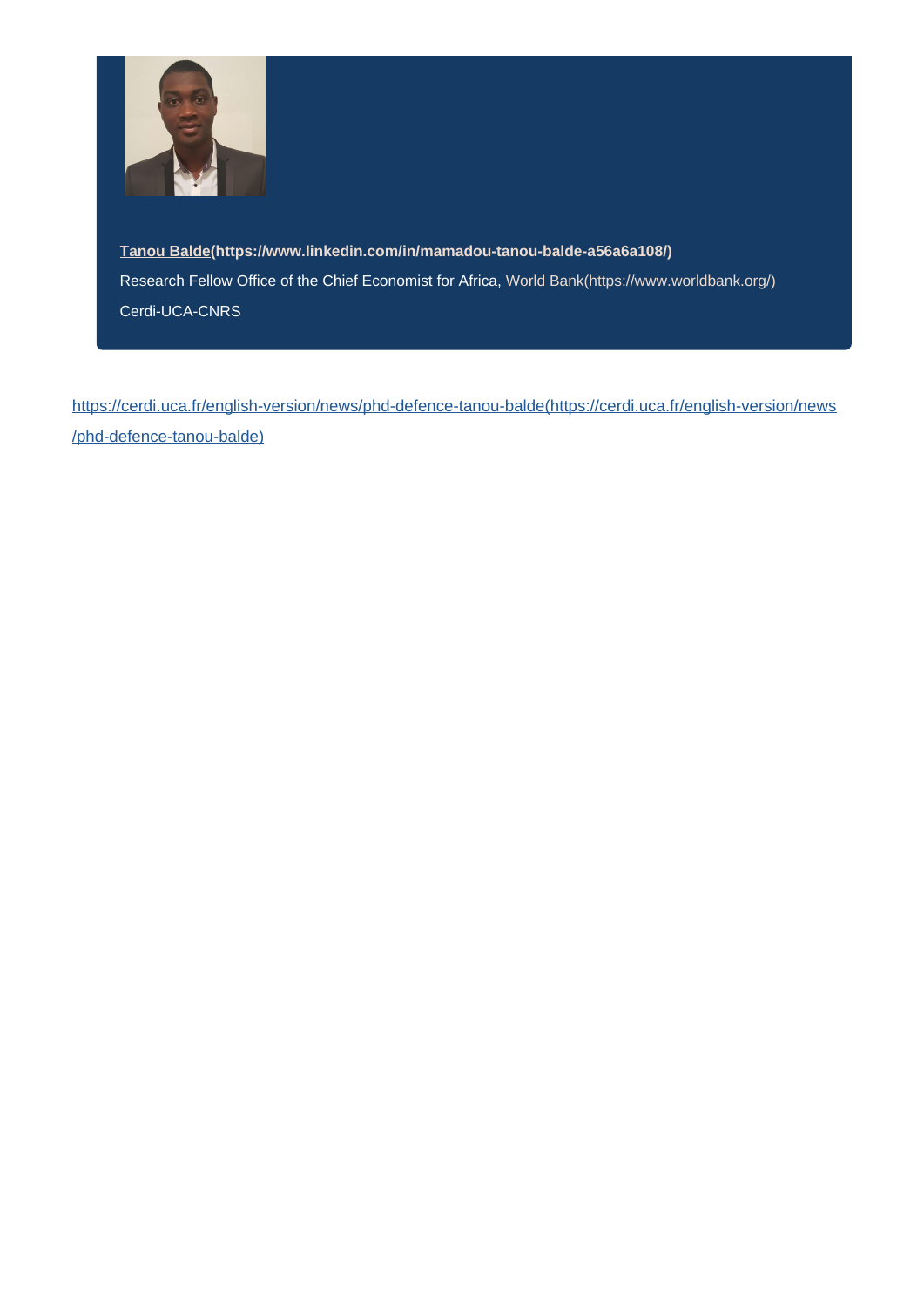**Tanou Balde(https://www.linkedin.com/in/mamadou-tanou-balde-a56a6a108/)**

Research Fellow Office of the Chief Economist for Africa, World Bank(https://www.worldbank.org/)

Cerdi-UCA-CNRS

https://cerdi.uca.fr/english-version/news/phd-defence-tanou-balde(https://cerdi.uca.fr/english-version/news/phd-defence-tanou-balde)